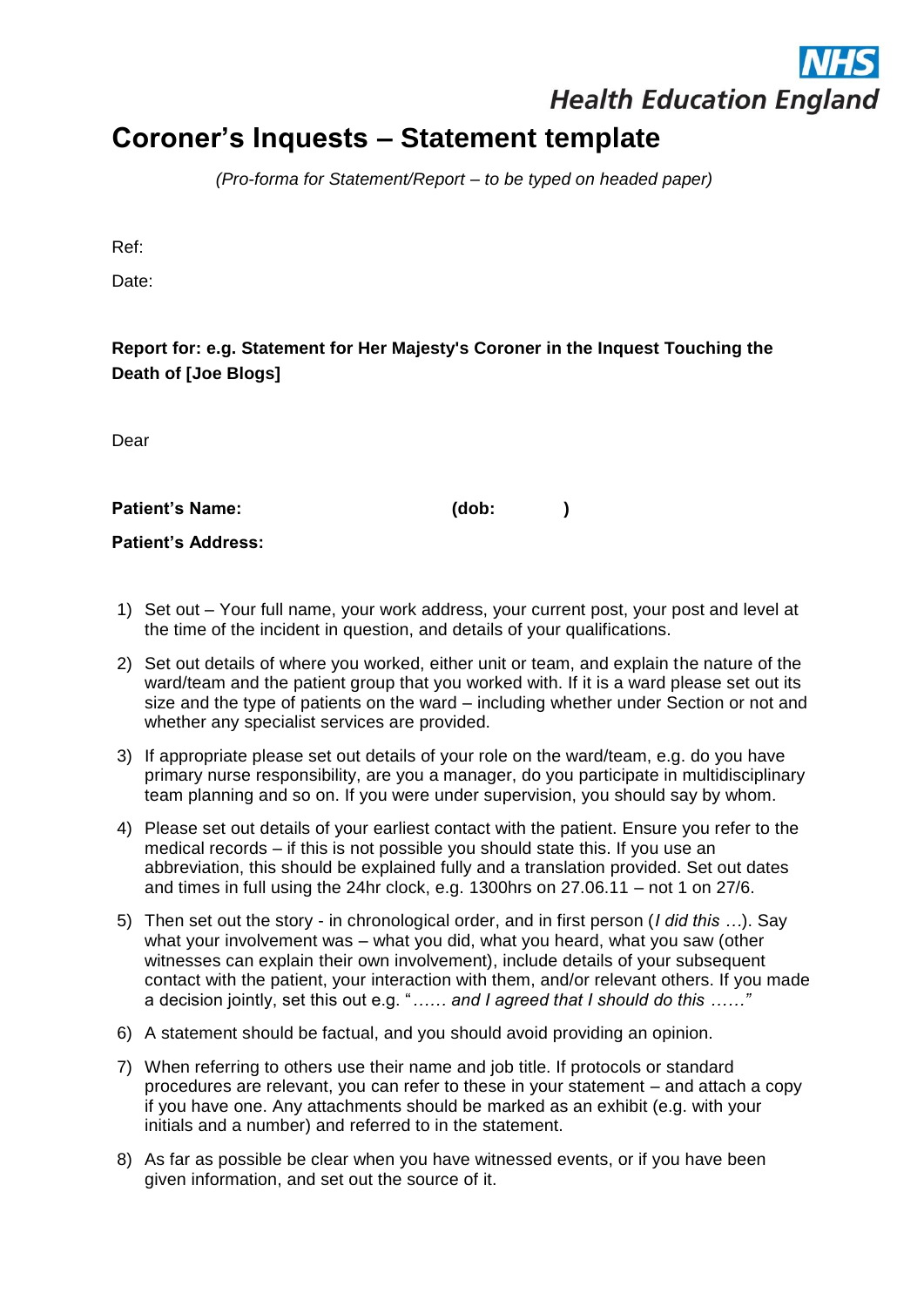NHS
Health Education England

# Coroner's Inquests – Statement template

*(Pro-forma for Statement/Report – to be typed on headed paper)*

Ref:

Date:

**Report for: e.g. Statement for Her Majesty's Coroner in the Inquest Touching the Death of [Joe Blogs]**

Dear

**Patient's Name: (dob: )**

**Patient's Address:**

1) Set out – Your full name, your work address, your current post, your post and level at the time of the incident in question, and details of your qualifications.
2) Set out details of where you worked, either unit or team, and explain the nature of the ward/team and the patient group that you worked with. If it is a ward please set out its size and the type of patients on the ward – including whether under Section or not and whether any specialist services are provided.
3) If appropriate please set out details of your role on the ward/team, e.g. do you have primary nurse responsibility, are you a manager, do you participate in multidisciplinary team planning and so on. If you were under supervision, you should say by whom.
4) Please set out details of your earliest contact with the patient. Ensure you refer to the medical records – if this is not possible you should state this. If you use an abbreviation, this should be explained fully and a translation provided. Set out dates and times in full using the 24hr clock, e.g. 1300hrs on 27.06.11 – not 1 on 27/6.
5) Then set out the story - in chronological order, and in first person (*I did this* …). Say what your involvement was – what you did, what you heard, what you saw (other witnesses can explain their own involvement), include details of your subsequent contact with the patient, your interaction with them, and/or relevant others. If you made a decision jointly, set this out e.g. "*…… and I agreed that I should do this ……"*
6) A statement should be factual, and you should avoid providing an opinion.
7) When referring to others use their name and job title. If protocols or standard procedures are relevant, you can refer to these in your statement – and attach a copy if you have one. Any attachments should be marked as an exhibit (e.g. with your initials and a number) and referred to in the statement.
8) As far as possible be clear when you have witnessed events, or if you have been given information, and set out the source of it.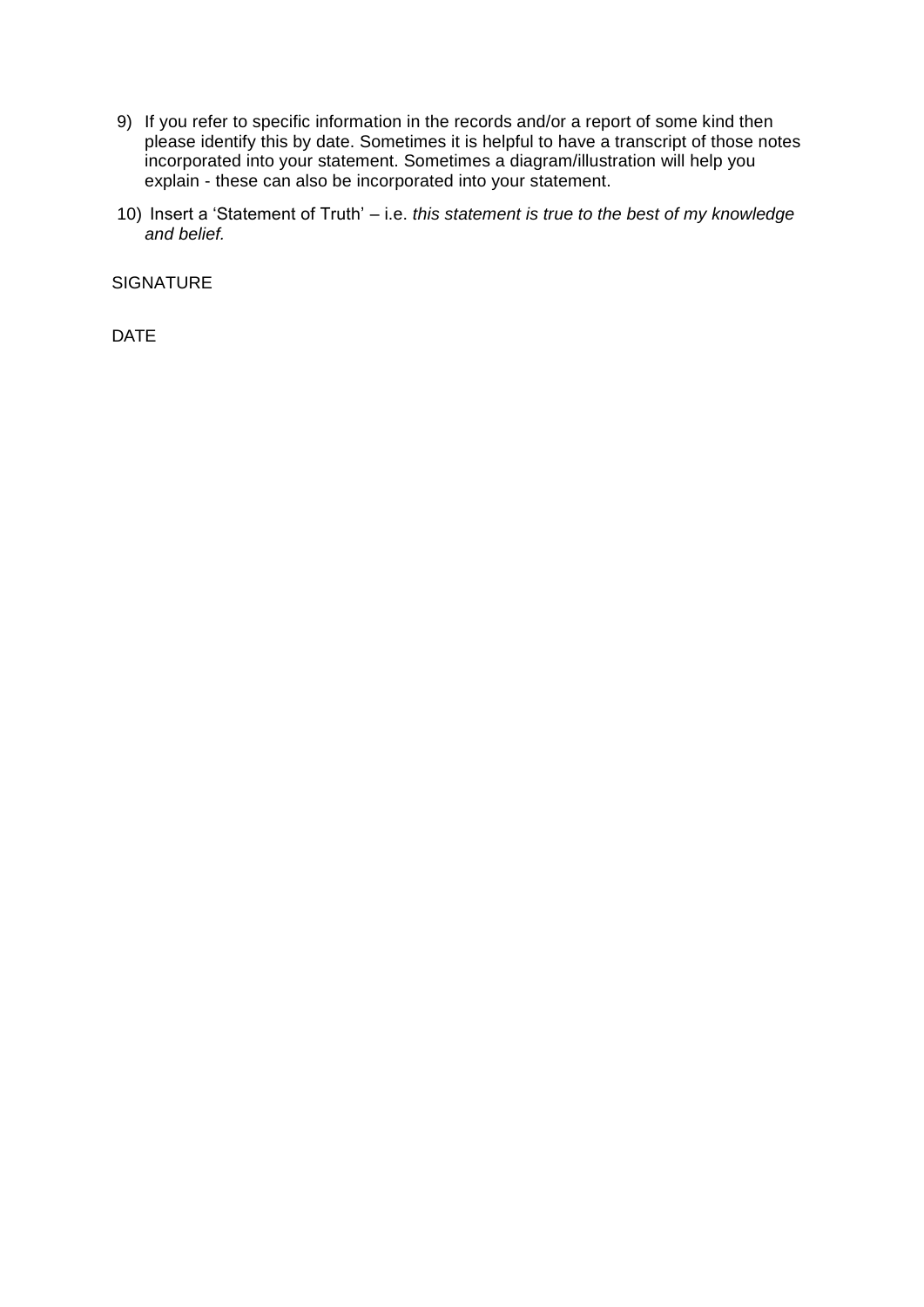9) If you refer to specific information in the records and/or a report of some kind then please identify this by date. Sometimes it is helpful to have a transcript of those notes incorporated into your statement. Sometimes a diagram/illustration will help you explain - these can also be incorporated into your statement.

10) Insert a 'Statement of Truth' – i.e. *this statement is true to the best of my knowledge and belief.*

SIGNATURE

DATE